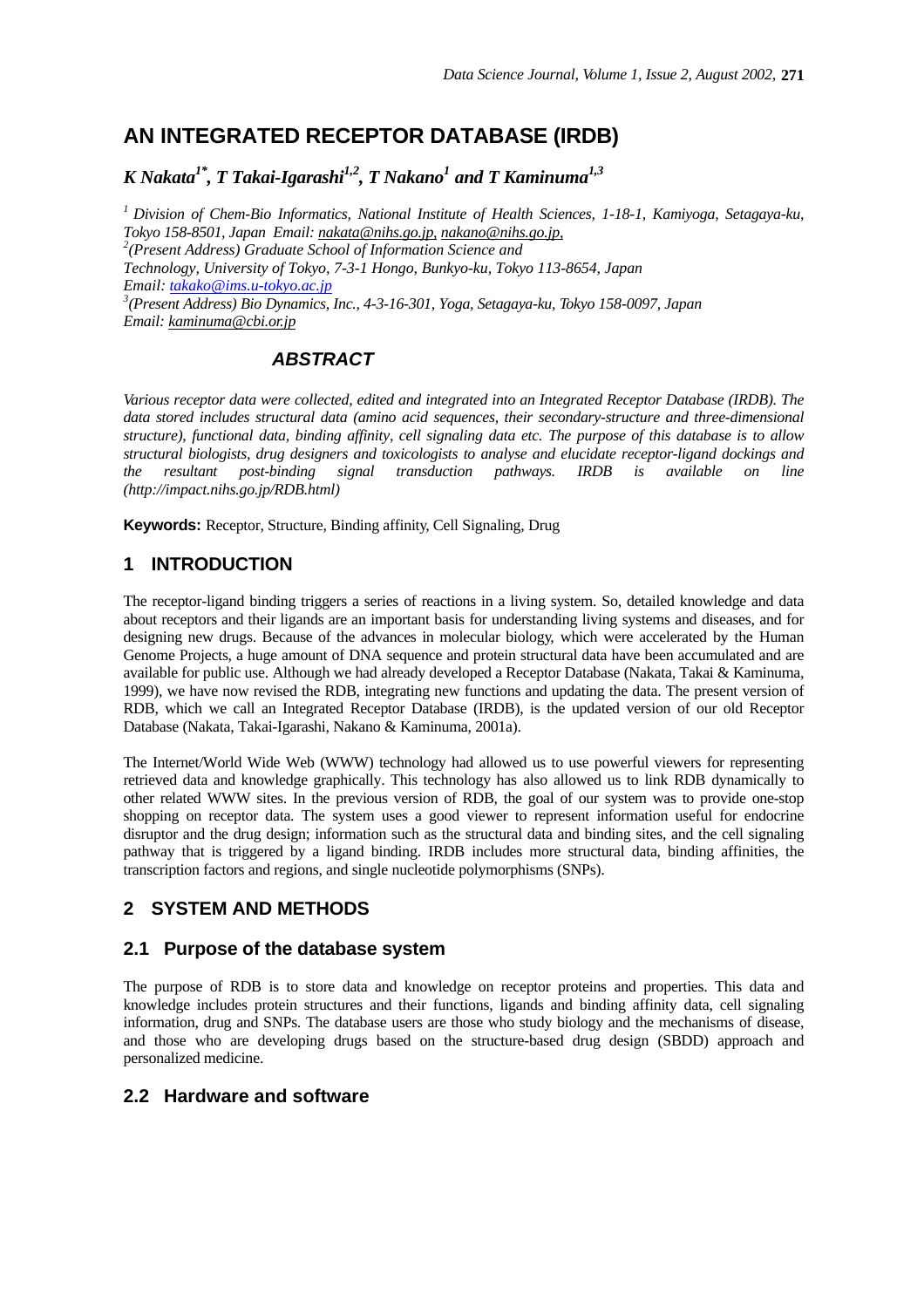# AN INTEGRATED RECEPTOR DATABASE (IRDB)

***K Nakata[1*], T Takai-Igarashi[1,2], T Nakano[1] and T Kaminuma[1,3]***

*[1] Division of Chem-Bio Informatics, National Institute of Health Sciences, 1-18-1, Kamiyoga, Setagaya-ku, Tokyo 158-8501, Japan Email: nakata@nihs.go.jp, nakano@nihs.go.jp,*
*[2](Present Address) Graduate School of Information Science and Technology, University of Tokyo, 7-3-1 Hongo, Bunkyo-ku, Tokyo 113-8654, Japan Email: takako@ims.u-tokyo.ac.jp*
*[3](Present Address) Bio Dynamics, Inc., 4-3-16-301, Yoga, Setagaya-ku, Tokyo 158-0097, Japan Email: kaminuma@cbi.or.jp*

## ABSTRACT

*Various receptor data were collected, edited and integrated into an Integrated Receptor Database (IRDB). The data stored includes structural data (amino acid sequences, their secondary-structure and three-dimensional structure), functional data, binding affinity, cell signaling data etc. The purpose of this database is to allow structural biologists, drug designers and toxicologists to analyse and elucidate receptor-ligand dockings and the resultant post-binding signal transduction pathways. IRDB is available on line (http://impact.nihs.go.jp/RDB.html)*

**Keywords:** Receptor, Structure, Binding affinity, Cell Signaling, Drug

## 1 INTRODUCTION

The receptor-ligand binding triggers a series of reactions in a living system. So, detailed knowledge and data about receptors and their ligands are an important basis for understanding living systems and diseases, and for designing new drugs. Because of the advances in molecular biology, which were accelerated by the Human Genome Projects, a huge amount of DNA sequence and protein structural data have been accumulated and are available for public use. Although we had already developed a Receptor Database (Nakata, Takai & Kaminuma, 1999), we have now revised the RDB, integrating new functions and updating the data. The present version of RDB, which we call an Integrated Receptor Database (IRDB), is the updated version of our old Receptor Database (Nakata, Takai-Igarashi, Nakano & Kaminuma, 2001a).

The Internet/World Wide Web (WWW) technology had allowed us to use powerful viewers for representing retrieved data and knowledge graphically. This technology has also allowed us to link RDB dynamically to other related WWW sites. In the previous version of RDB, the goal of our system was to provide one-stop shopping on receptor data. The system uses a good viewer to represent information useful for endocrine disruptor and the drug design; information such as the structural data and binding sites, and the cell signaling pathway that is triggered by a ligand binding. IRDB includes more structural data, binding affinities, the transcription factors and regions, and single nucleotide polymorphisms (SNPs).

## 2 SYSTEM AND METHODS

### 2.1 Purpose of the database system

The purpose of RDB is to store data and knowledge on receptor proteins and properties. This data and knowledge includes protein structures and their functions, ligands and binding affinity data, cell signaling information, drug and SNPs. The database users are those who study biology and the mechanisms of disease, and those who are developing drugs based on the structure-based drug design (SBDD) approach and personalized medicine.

### 2.2 Hardware and software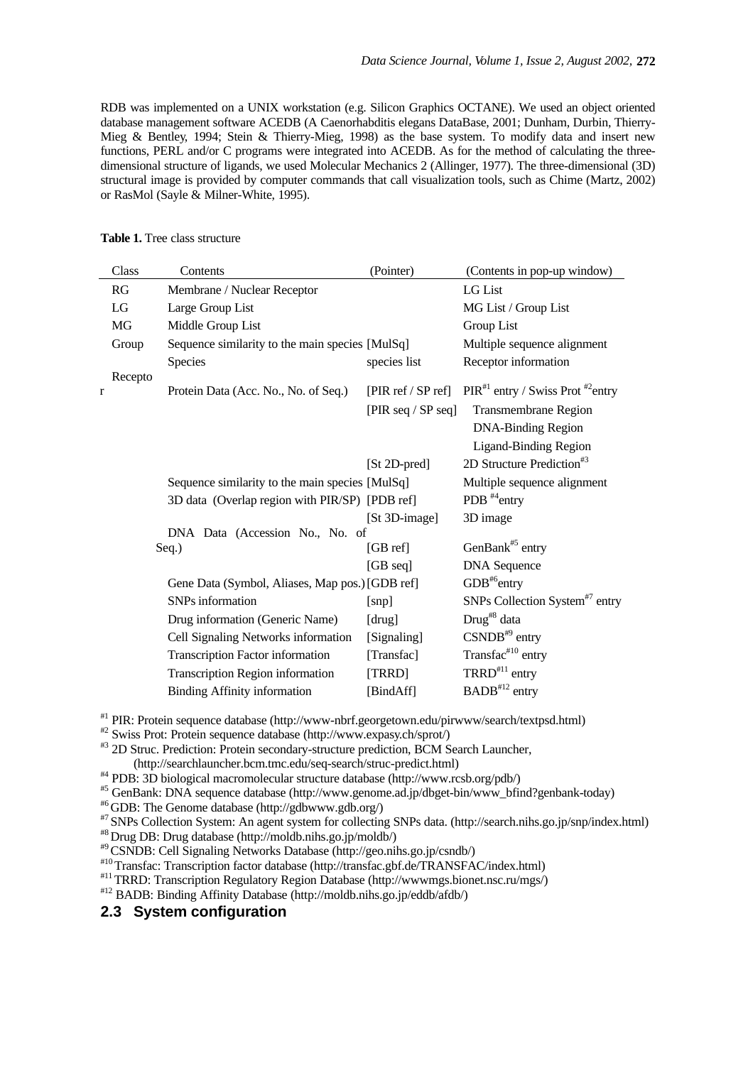RDB was implemented on a UNIX workstation (e.g. Silicon Graphics OCTANE). We used an object oriented database management software ACEDB (A Caenorhabditis elegans DataBase, 2001; Dunham, Durbin, Thierry-Mieg & Bentley, 1994; Stein & Thierry-Mieg, 1998) as the base system. To modify data and insert new functions, PERL and/or C programs were integrated into ACEDB. As for the method of calculating the three-dimensional structure of ligands, we used Molecular Mechanics 2 (Allinger, 1977). The three-dimensional (3D) structural image is provided by computer commands that call visualization tools, such as Chime (Martz, 2002) or RasMol (Sayle & Milner-White, 1995).

**Table 1.** Tree class structure

| Class | Contents | (Pointer) | (Contents in pop-up window) |
|---|---|---|---|
| RG | Membrane / Nuclear Receptor | | LG List |
| LG | Large Group List | | MG List / Group List |
| MG | Middle Group List | | Group List |
| Group | Sequence similarity to the main species | [MulSq] | Multiple sequence alignment |
| | Species | species list | Receptor information |
| Receptor | Protein Data (Acc. No., No. of Seq.) | [PIR ref / SP ref] | PIR[#1] entry / Swiss Prot [#2]entry |
| | | [PIR seq / SP seq] | Transmembrane Region |
| | | | DNA-Binding Region |
| | | | Ligand-Binding Region |
| | | [St 2D-pred] | 2D Structure Prediction[#3] |
| | Sequence similarity to the main species | [MulSq] | Multiple sequence alignment |
| | 3D data (Overlap region with PIR/SP) | [PDB ref] | PDB [#4]entry |
| | | [St 3D-image] | 3D image |
| | DNA Data (Accession No., No. of Seq.) | [GB ref] | GenBank[#5] entry |
| | | [GB seq] | DNA Sequence |
| | Gene Data (Symbol, Aliases, Map pos.) | [GDB ref] | GDB[#6]entry |
| | SNPs information | [snp] | SNPs Collection System[#7] entry |
| | Drug information (Generic Name) | [drug] | Drug[#8] data |
| | Cell Signaling Networks information | [Signaling] | CSNDB[#9] entry |
| | Transcription Factor information | [Transfac] | Transfac[#10] entry |
| | Transcription Region information | [TRRD] | TRRD[#11] entry |
| | Binding Affinity information | [BindAff] | BADB[#12] entry |

[#1] PIR: Protein sequence database (http://www-nbrf.georgetown.edu/pirwww/search/textpsd.html)
[#2] Swiss Prot: Protein sequence database (http://www.expasy.ch/sprot/)
[#3] 2D Struc. Prediction: Protein secondary-structure prediction, BCM Search Launcher, (http://searchlauncher.bcm.tmc.edu/seq-search/struc-predict.html)
[#4] PDB: 3D biological macromolecular structure database (http://www.rcsb.org/pdb/)
[#5] GenBank: DNA sequence database (http://www.genome.ad.jp/dbget-bin/www_bfind?genbank-today)
[#6] GDB: The Genome database (http://gdbwww.gdb.org/)
[#7] SNPs Collection System: An agent system for collecting SNPs data. (http://search.nihs.go.jp/snp/index.html)
[#8] Drug DB: Drug database (http://moldb.nihs.go.jp/moldb/)
[#9] CSNDB: Cell Signaling Networks Database (http://geo.nihs.go.jp/csndb/)
[#10] Transfac: Transcription factor database (http://transfac.gbf.de/TRANSFAC/index.html)
[#11] TRRD: Transcription Regulatory Region Database (http://wwwmgs.bionet.nsc.ru/mgs/)
[#12] BADB: Binding Affinity Database (http://moldb.nihs.go.jp/eddb/afdb/)

## 2.3 System configuration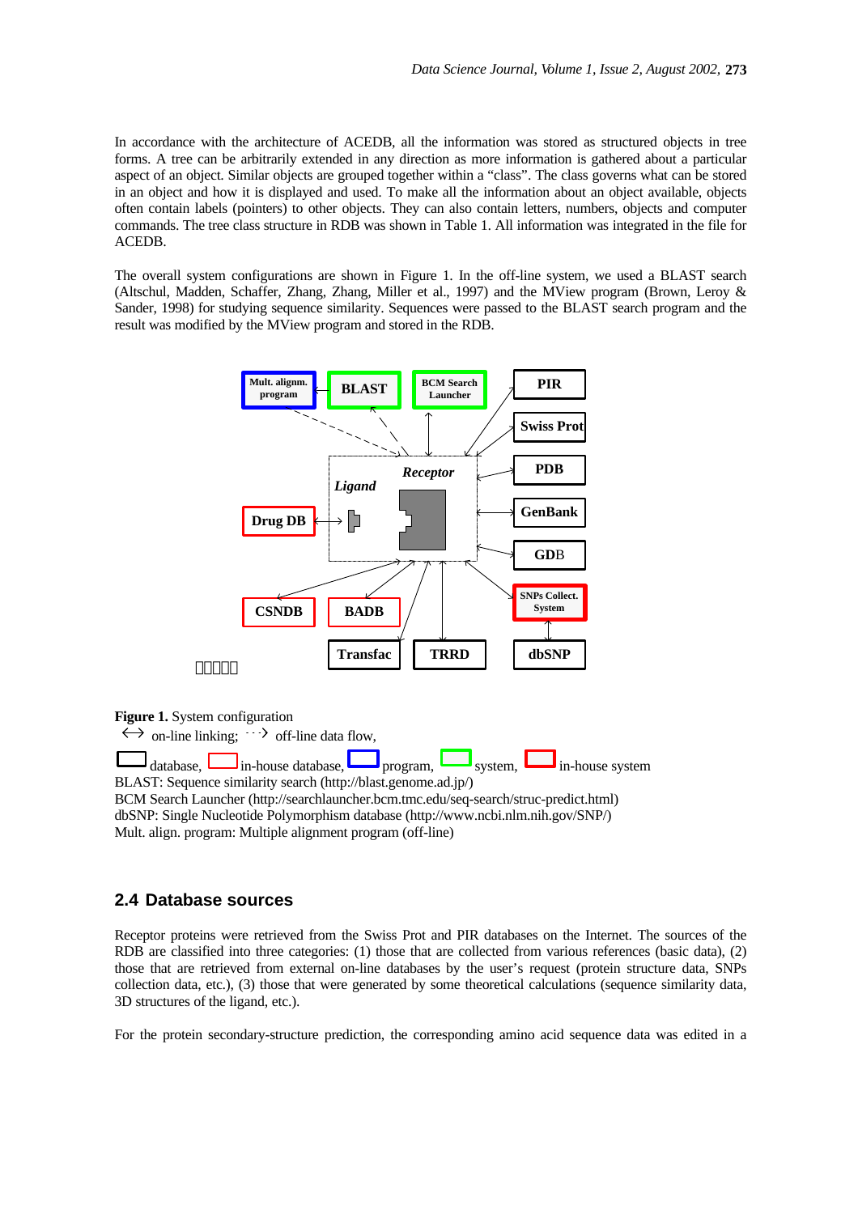In accordance with the architecture of ACEDB, all the information was stored as structured objects in tree forms. A tree can be arbitrarily extended in any direction as more information is gathered about a particular aspect of an object. Similar objects are grouped together within a "class". The class governs what can be stored in an object and how it is displayed and used. To make all the information about an object available, objects often contain labels (pointers) to other objects. They can also contain letters, numbers, objects and computer commands. The tree class structure in RDB was shown in Table 1. All information was integrated in the file for ACEDB.

The overall system configurations are shown in Figure 1. In the off-line system, we used a BLAST search (Altschul, Madden, Schaffer, Zhang, Zhang, Miller et al., 1997) and the MView program (Brown, Leroy & Sander, 1998) for studying sequence similarity. Sequences were passed to the BLAST search program and the result was modified by the MView program and stored in the RDB.

**Figure 1.** System configuration

↔ on-line linking; ⇢ off-line data flow,

database, in-house database, program, system, in-house system

BLAST: Sequence similarity search (http://blast.genome.ad.jp/)

BCM Search Launcher (http://searchlauncher.bcm.tmc.edu/seq-search/struc-predict.html)

dbSNP: Single Nucleotide Polymorphism database (http://www.ncbi.nlm.nih.gov/SNP/)

Mult. align. program: Multiple alignment program (off-line)

## 2.4 Database sources

Receptor proteins were retrieved from the Swiss Prot and PIR databases on the Internet. The sources of the RDB are classified into three categories: (1) those that are collected from various references (basic data), (2) those that are retrieved from external on-line databases by the user's request (protein structure data, SNPs collection data, etc.), (3) those that were generated by some theoretical calculations (sequence similarity data, 3D structures of the ligand, etc.).

For the protein secondary-structure prediction, the corresponding amino acid sequence data was edited in a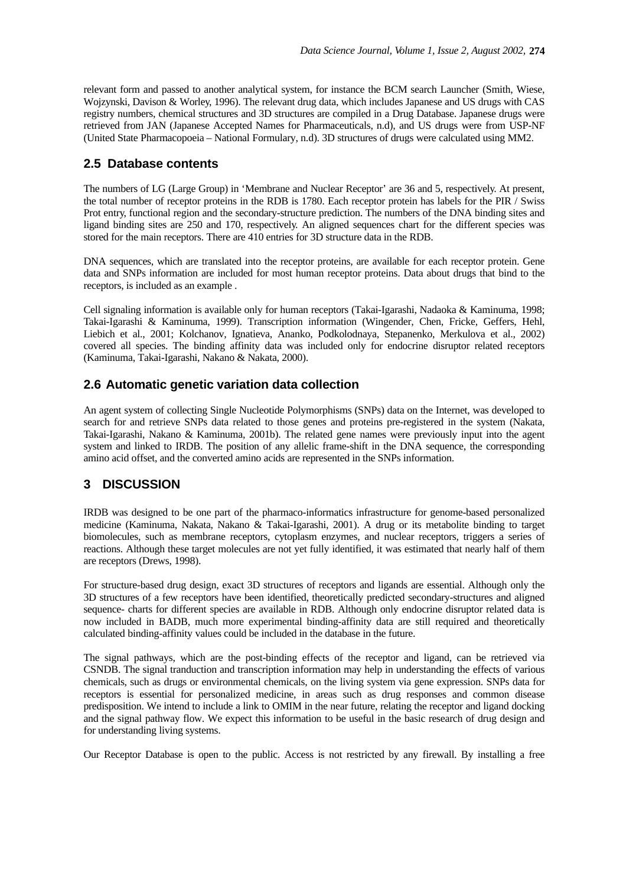relevant form and passed to another analytical system, for instance the BCM search Launcher (Smith, Wiese, Wojzynski, Davison & Worley, 1996). The relevant drug data, which includes Japanese and US drugs with CAS registry numbers, chemical structures and 3D structures are compiled in a Drug Database. Japanese drugs were retrieved from JAN (Japanese Accepted Names for Pharmaceuticals, n.d), and US drugs were from USP-NF (United State Pharmacopoeia – National Formulary, n.d). 3D structures of drugs were calculated using MM2.

## 2.5 Database contents

The numbers of LG (Large Group) in 'Membrane and Nuclear Receptor' are 36 and 5, respectively. At present, the total number of receptor proteins in the RDB is 1780. Each receptor protein has labels for the PIR / Swiss Prot entry, functional region and the secondary-structure prediction. The numbers of the DNA binding sites and ligand binding sites are 250 and 170, respectively. An aligned sequences chart for the different species was stored for the main receptors. There are 410 entries for 3D structure data in the RDB.

DNA sequences, which are translated into the receptor proteins, are available for each receptor protein. Gene data and SNPs information are included for most human receptor proteins. Data about drugs that bind to the receptors, is included as an example .

Cell signaling information is available only for human receptors (Takai-Igarashi, Nadaoka & Kaminuma, 1998; Takai-Igarashi & Kaminuma, 1999). Transcription information (Wingender, Chen, Fricke, Geffers, Hehl, Liebich et al., 2001; Kolchanov, Ignatieva, Ananko, Podkolodnaya, Stepanenko, Merkulova et al., 2002) covered all species. The binding affinity data was included only for endocrine disruptor related receptors (Kaminuma, Takai-Igarashi, Nakano & Nakata, 2000).

## 2.6 Automatic genetic variation data collection

An agent system of collecting Single Nucleotide Polymorphisms (SNPs) data on the Internet, was developed to search for and retrieve SNPs data related to those genes and proteins pre-registered in the system (Nakata, Takai-Igarashi, Nakano & Kaminuma, 2001b). The related gene names were previously input into the agent system and linked to IRDB. The position of any allelic frame-shift in the DNA sequence, the corresponding amino acid offset, and the converted amino acids are represented in the SNPs information.

# 3 DISCUSSION

IRDB was designed to be one part of the pharmaco-informatics infrastructure for genome-based personalized medicine (Kaminuma, Nakata, Nakano & Takai-Igarashi, 2001). A drug or its metabolite binding to target biomolecules, such as membrane receptors, cytoplasm enzymes, and nuclear receptors, triggers a series of reactions. Although these target molecules are not yet fully identified, it was estimated that nearly half of them are receptors (Drews, 1998).

For structure-based drug design, exact 3D structures of receptors and ligands are essential. Although only the 3D structures of a few receptors have been identified, theoretically predicted secondary-structures and aligned sequence- charts for different species are available in RDB. Although only endocrine disruptor related data is now included in BADB, much more experimental binding-affinity data are still required and theoretically calculated binding-affinity values could be included in the database in the future.

The signal pathways, which are the post-binding effects of the receptor and ligand, can be retrieved via CSNDB. The signal tranduction and transcription information may help in understanding the effects of various chemicals, such as drugs or environmental chemicals, on the living system via gene expression. SNPs data for receptors is essential for personalized medicine, in areas such as drug responses and common disease predisposition. We intend to include a link to OMIM in the near future, relating the receptor and ligand docking and the signal pathway flow. We expect this information to be useful in the basic research of drug design and for understanding living systems.

Our Receptor Database is open to the public. Access is not restricted by any firewall. By installing a free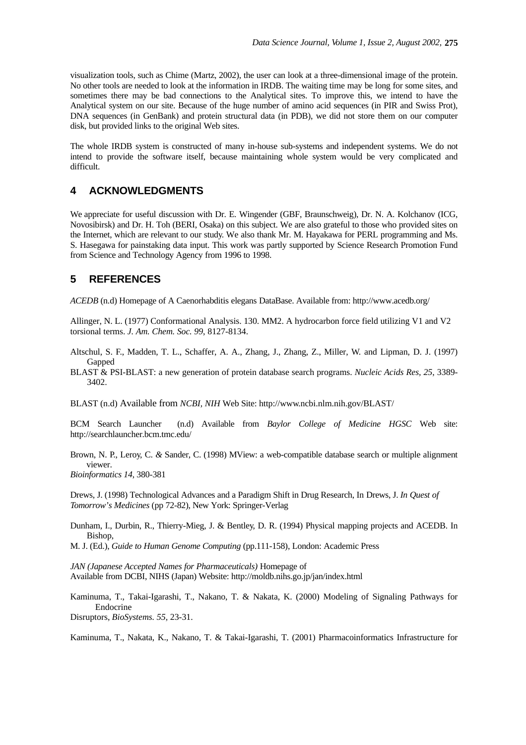visualization tools, such as Chime (Martz, 2002), the user can look at a three-dimensional image of the protein. No other tools are needed to look at the information in IRDB. The waiting time may be long for some sites, and sometimes there may be bad connections to the Analytical sites. To improve this, we intend to have the Analytical system on our site. Because of the huge number of amino acid sequences (in PIR and Swiss Prot), DNA sequences (in GenBank) and protein structural data (in PDB), we did not store them on our computer disk, but provided links to the original Web sites.

The whole IRDB system is constructed of many in-house sub-systems and independent systems. We do not intend to provide the software itself, because maintaining whole system would be very complicated and difficult.

## 4 ACKNOWLEDGMENTS

We appreciate for useful discussion with Dr. E. Wingender (GBF, Braunschweig), Dr. N. A. Kolchanov (ICG, Novosibirsk) and Dr. H. Toh (BERI, Osaka) on this subject. We are also grateful to those who provided sites on the Internet, which are relevant to our study. We also thank Mr. M. Hayakawa for PERL programming and Ms. S. Hasegawa for painstaking data input. This work was partly supported by Science Research Promotion Fund from Science and Technology Agency from 1996 to 1998.

## 5 REFERENCES

*ACEDB* (n.d) Homepage of A Caenorhabditis elegans DataBase. Available from: http://www.acedb.org/

Allinger, N. L. (1977) Conformational Analysis. 130. MM2. A hydrocarbon force field utilizing V1 and V2 torsional terms. *J. Am. Chem. Soc. 99*, 8127-8134.

Altschul, S. F., Madden, T. L., Schaffer, A. A., Zhang, J., Zhang, Z., Miller, W. and Lipman, D. J. (1997) Gapped BLAST & PSI-BLAST: a new generation of protein database search programs. *Nucleic Acids Res, 25*, 3389-3402.

BLAST (n.d) Available from *NCBI, NIH* Web Site: http://www.ncbi.nlm.nih.gov/BLAST/

BCM Search Launcher (n.d) Available from *Baylor College of Medicine HGSC* Web site: http://searchlauncher.bcm.tmc.edu/

Brown, N. P., Leroy, C. & Sander, C. (1998) MView: a web-compatible database search or multiple alignment viewer. *Bioinformatics 14*, 380-381

Drews, J. (1998) Technological Advances and a Paradigm Shift in Drug Research, In Drews, J. *In Quest of Tomorrow's Medicines* (pp 72-82), New York: Springer-Verlag

Dunham, I., Durbin, R., Thierry-Mieg, J. & Bentley, D. R. (1994) Physical mapping projects and ACEDB. In Bishop, M. J. (Ed.), *Guide to Human Genome Computing* (pp.111-158), London: Academic Press

*JAN (Japanese Accepted Names for Pharmaceuticals)* Homepage of Available from DCBI, NIHS (Japan) Website: http://moldb.nihs.go.jp/jan/index.html

Kaminuma, T., Takai-Igarashi, T., Nakano, T. & Nakata, K. (2000) Modeling of Signaling Pathways for Endocrine Disruptors, *BioSystems. 55*, 23-31.

Kaminuma, T., Nakata, K., Nakano, T. & Takai-Igarashi, T. (2001) Pharmacoinformatics Infrastructure for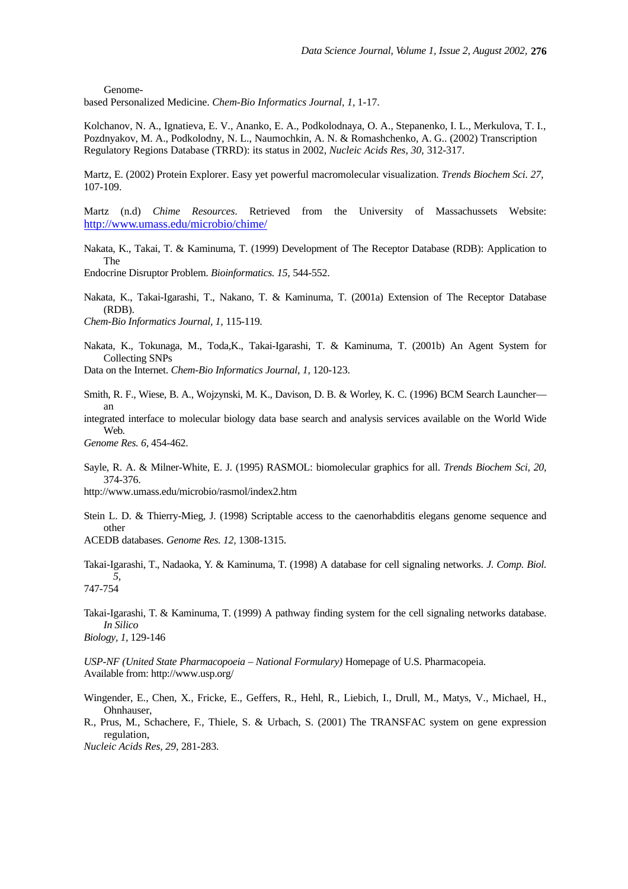Genome-based Personalized Medicine. *Chem-Bio Informatics Journal, 1,* 1-17.

Kolchanov, N. A., Ignatieva, E. V., Ananko, E. A., Podkolodnaya, O. A., Stepanenko, I. L., Merkulova, T. I., Pozdnyakov, M. A., Podkolodny, N. L., Naumochkin, A. N. & Romashchenko, A. G.. (2002) Transcription Regulatory Regions Database (TRRD): its status in 2002, *Nucleic Acids Res, 30,* 312-317.

Martz, E. (2002) Protein Explorer. Easy yet powerful macromolecular visualization. *Trends Biochem Sci. 27,* 107-109.

Martz (n.d) *Chime Resources*. Retrieved from the University of Massachussets Website: http://www.umass.edu/microbio/chime/

Nakata, K., Takai, T. & Kaminuma, T. (1999) Development of The Receptor Database (RDB): Application to The Endocrine Disruptor Problem. *Bioinformatics. 15,* 544-552.

Nakata, K., Takai-Igarashi, T., Nakano, T. & Kaminuma, T. (2001a) Extension of The Receptor Database (RDB). *Chem-Bio Informatics Journal, 1,* 115-119.

Nakata, K., Tokunaga, M., Toda,K., Takai-Igarashi, T. & Kaminuma, T. (2001b) An Agent System for Collecting SNPs Data on the Internet. *Chem-Bio Informatics Journal, 1,* 120-123.

Smith, R. F., Wiese, B. A., Wojzynski, M. K., Davison, D. B. & Worley, K. C. (1996) BCM Search Launcher—an integrated interface to molecular biology data base search and analysis services available on the World Wide Web. *Genome Res. 6,* 454-462.

Sayle, R. A. & Milner-White, E. J. (1995) RASMOL: biomolecular graphics for all. *Trends Biochem Sci, 20,* 374-376.
http://www.umass.edu/microbio/rasmol/index2.htm

Stein L. D. & Thierry-Mieg, J. (1998) Scriptable access to the caenorhabditis elegans genome sequence and other ACEDB databases. *Genome Res. 12,* 1308-1315.

Takai-Igarashi, T., Nadaoka, Y. & Kaminuma, T. (1998) A database for cell signaling networks. *J. Comp. Biol. 5,* 747-754

Takai-Igarashi, T. & Kaminuma, T. (1999) A pathway finding system for the cell signaling networks database. *In Silico Biology, 1,* 129-146

*USP-NF (United State Pharmacopoeia – National Formulary)* Homepage of U.S. Pharmacopeia. Available from: http://www.usp.org/

Wingender, E., Chen, X., Fricke, E., Geffers, R., Hehl, R., Liebich, I., Drull, M., Matys, V., Michael, H., Ohnhauser, R., Prus, M., Schachere, F., Thiele, S. & Urbach, S. (2001) The TRANSFAC system on gene expression regulation, *Nucleic Acids Res, 29,* 281-283.